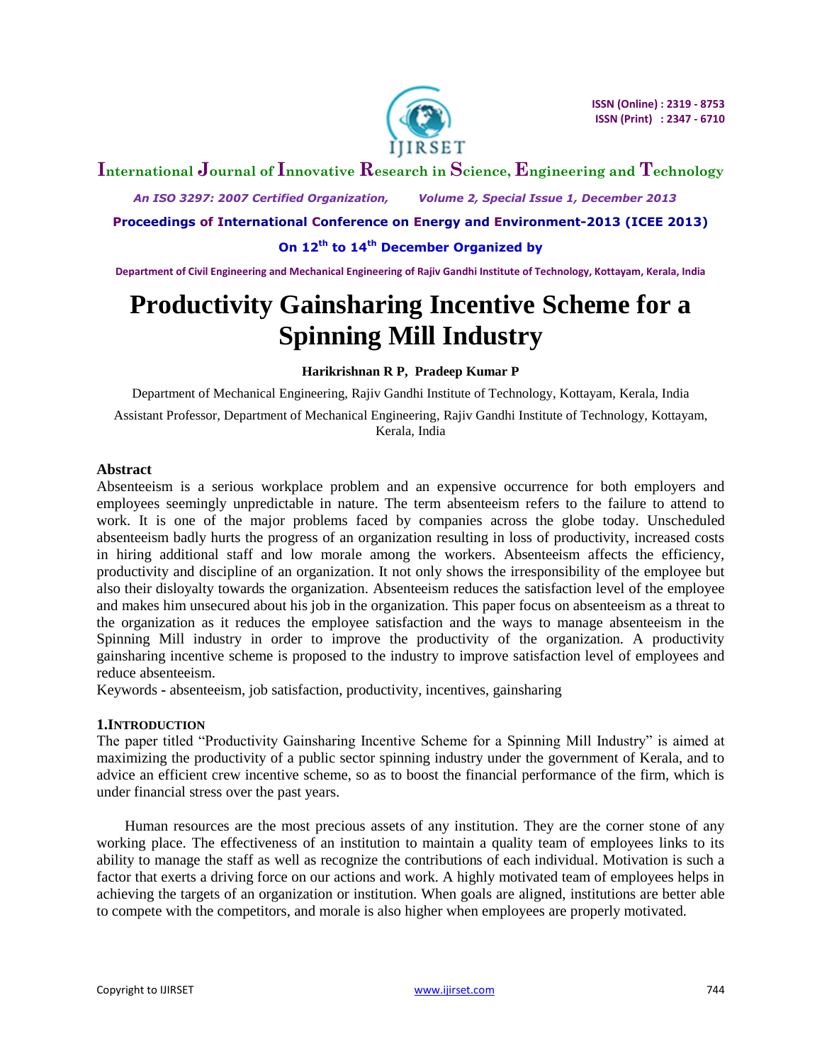# Productivity Gainsharing Incentive Scheme for a Spinning Mill Industry

**Harikrishnan R P, Pradeep Kumar P**

Department of Mechanical Engineering, Rajiv Gandhi Institute of Technology, Kottayam, Kerala, India

Assistant Professor, Department of Mechanical Engineering, Rajiv Gandhi Institute of Technology, Kottayam, Kerala, India

## Abstract

Absenteeism is a serious workplace problem and an expensive occurrence for both employers and employees seemingly unpredictable in nature. The term absenteeism refers to the failure to attend to work. It is one of the major problems faced by companies across the globe today. Unscheduled absenteeism badly hurts the progress of an organization resulting in loss of productivity, increased costs in hiring additional staff and low morale among the workers. Absenteeism affects the efficiency, productivity and discipline of an organization. It not only shows the irresponsibility of the employee but also their disloyalty towards the organization. Absenteeism reduces the satisfaction level of the employee and makes him unsecured about his job in the organization. This paper focus on absenteeism as a threat to the organization as it reduces the employee satisfaction and the ways to manage absenteeism in the Spinning Mill industry in order to improve the productivity of the organization. A productivity gainsharing incentive scheme is proposed to the industry to improve satisfaction level of employees and reduce absenteeism.

Keywords - absenteeism, job satisfaction, productivity, incentives, gainsharing

## 1.Introduction

The paper titled "Productivity Gainsharing Incentive Scheme for a Spinning Mill Industry" is aimed at maximizing the productivity of a public sector spinning industry under the government of Kerala, and to advice an efficient crew incentive scheme, so as to boost the financial performance of the firm, which is under financial stress over the past years.

Human resources are the most precious assets of any institution. They are the corner stone of any working place. The effectiveness of an institution to maintain a quality team of employees links to its ability to manage the staff as well as recognize the contributions of each individual. Motivation is such a factor that exerts a driving force on our actions and work. A highly motivated team of employees helps in achieving the targets of an organization or institution. When goals are aligned, institutions are better able to compete with the competitors, and morale is also higher when employees are properly motivated.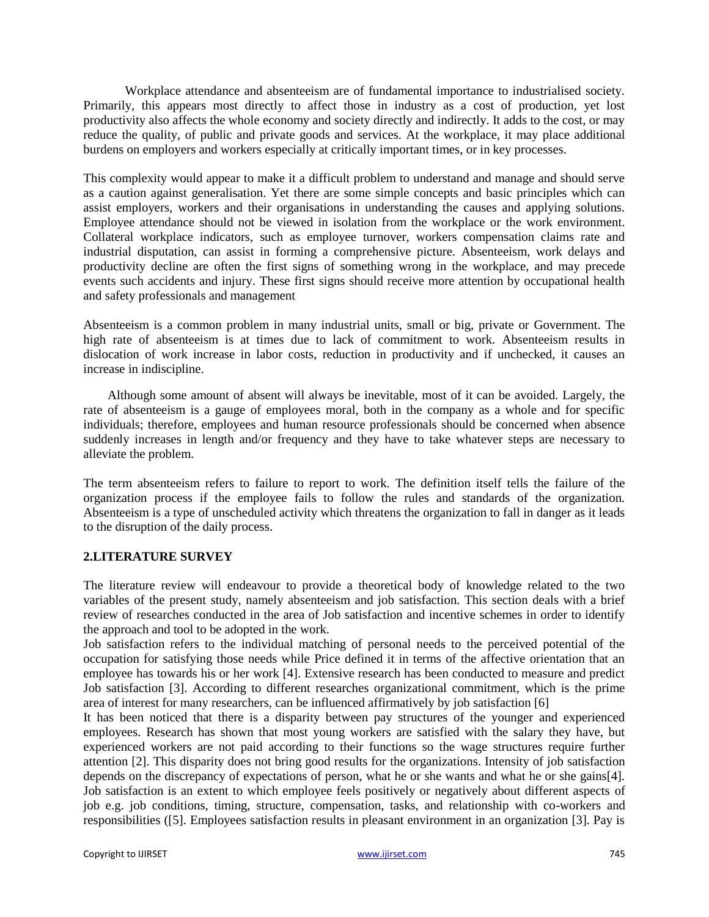Workplace attendance and absenteeism are of fundamental importance to industrialised society. Primarily, this appears most directly to affect those in industry as a cost of production, yet lost productivity also affects the whole economy and society directly and indirectly. It adds to the cost, or may reduce the quality, of public and private goods and services. At the workplace, it may place additional burdens on employers and workers especially at critically important times, or in key processes.

This complexity would appear to make it a difficult problem to understand and manage and should serve as a caution against generalisation. Yet there are some simple concepts and basic principles which can assist employers, workers and their organisations in understanding the causes and applying solutions. Employee attendance should not be viewed in isolation from the workplace or the work environment. Collateral workplace indicators, such as employee turnover, workers compensation claims rate and industrial disputation, can assist in forming a comprehensive picture. Absenteeism, work delays and productivity decline are often the first signs of something wrong in the workplace, and may precede events such accidents and injury. These first signs should receive more attention by occupational health and safety professionals and management

Absenteeism is a common problem in many industrial units, small or big, private or Government. The high rate of absenteeism is at times due to lack of commitment to work. Absenteeism results in dislocation of work increase in labor costs, reduction in productivity and if unchecked, it causes an increase in indiscipline.

Although some amount of absent will always be inevitable, most of it can be avoided. Largely, the rate of absenteeism is a gauge of employees moral, both in the company as a whole and for specific individuals; therefore, employees and human resource professionals should be concerned when absence suddenly increases in length and/or frequency and they have to take whatever steps are necessary to alleviate the problem.

The term absenteeism refers to failure to report to work. The definition itself tells the failure of the organization process if the employee fails to follow the rules and standards of the organization. Absenteeism is a type of unscheduled activity which threatens the organization to fall in danger as it leads to the disruption of the daily process.

## 2.LITERATURE SURVEY

The literature review will endeavour to provide a theoretical body of knowledge related to the two variables of the present study, namely absenteeism and job satisfaction. This section deals with a brief review of researches conducted in the area of Job satisfaction and incentive schemes in order to identify the approach and tool to be adopted in the work.

Job satisfaction refers to the individual matching of personal needs to the perceived potential of the occupation for satisfying those needs while Price defined it in terms of the affective orientation that an employee has towards his or her work [4]. Extensive research has been conducted to measure and predict Job satisfaction [3]. According to different researches organizational commitment, which is the prime area of interest for many researchers, can be influenced affirmatively by job satisfaction [6]

It has been noticed that there is a disparity between pay structures of the younger and experienced employees. Research has shown that most young workers are satisfied with the salary they have, but experienced workers are not paid according to their functions so the wage structures require further attention [2]. This disparity does not bring good results for the organizations. Intensity of job satisfaction depends on the discrepancy of expectations of person, what he or she wants and what he or she gains[4]. Job satisfaction is an extent to which employee feels positively or negatively about different aspects of job e.g. job conditions, timing, structure, compensation, tasks, and relationship with co-workers and responsibilities ([5]. Employees satisfaction results in pleasant environment in an organization [3]. Pay is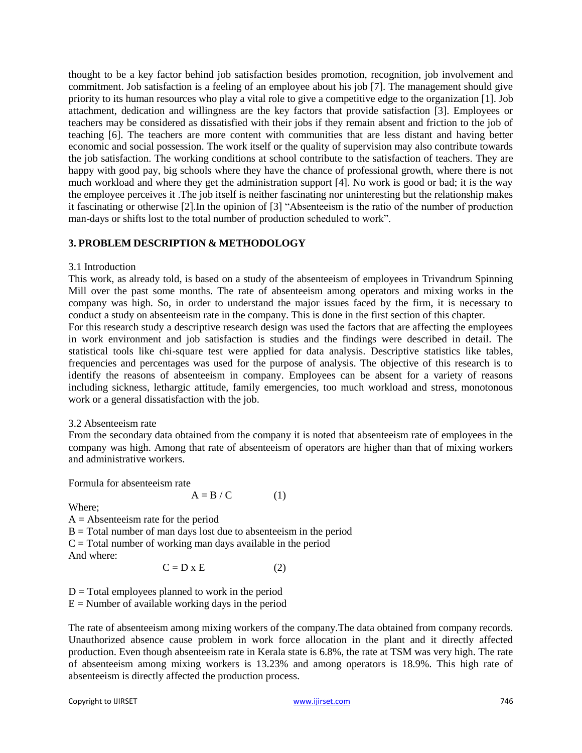thought to be a key factor behind job satisfaction besides promotion, recognition, job involvement and commitment. Job satisfaction is a feeling of an employee about his job [7]. The management should give priority to its human resources who play a vital role to give a competitive edge to the organization [1]. Job attachment, dedication and willingness are the key factors that provide satisfaction [3]. Employees or teachers may be considered as dissatisfied with their jobs if they remain absent and friction to the job of teaching [6]. The teachers are more content with communities that are less distant and having better economic and social possession. The work itself or the quality of supervision may also contribute towards the job satisfaction. The working conditions at school contribute to the satisfaction of teachers. They are happy with good pay, big schools where they have the chance of professional growth, where there is not much workload and where they get the administration support [4]. No work is good or bad; it is the way the employee perceives it .The job itself is neither fascinating nor uninteresting but the relationship makes it fascinating or otherwise [2].In the opinion of [3] "Absenteeism is the ratio of the number of production man-days or shifts lost to the total number of production scheduled to work".

## 3. PROBLEM DESCRIPTION & METHODOLOGY

### 3.1 Introduction

This work, as already told, is based on a study of the absenteeism of employees in Trivandrum Spinning Mill over the past some months. The rate of absenteeism among operators and mixing works in the company was high. So, in order to understand the major issues faced by the firm, it is necessary to conduct a study on absenteeism rate in the company. This is done in the first section of this chapter.

For this research study a descriptive research design was used the factors that are affecting the employees in work environment and job satisfaction is studies and the findings were described in detail. The statistical tools like chi-square test were applied for data analysis. Descriptive statistics like tables, frequencies and percentages was used for the purpose of analysis. The objective of this research is to identify the reasons of absenteeism in company. Employees can be absent for a variety of reasons including sickness, lethargic attitude, family emergencies, too much workload and stress, monotonous work or a general dissatisfaction with the job.

### 3.2 Absenteeism rate

From the secondary data obtained from the company it is noted that absenteeism rate of employees in the company was high. Among that rate of absenteeism of operators are higher than that of mixing workers and administrative workers.

Formula for absenteeism rate

$$A = B / C \qquad (1)$$

Where;

$A$ = Absenteeism rate for the period

$B$ = Total number of man days lost due to absenteeism in the period

$C$ = Total number of working man days available in the period

And where:

$$C = D \times E \qquad (2)$$

$D$ = Total employees planned to work in the period

$E$ = Number of available working days in the period

The rate of absenteeism among mixing workers of the company.The data obtained from company records. Unauthorized absence cause problem in work force allocation in the plant and it directly affected production. Even though absenteeism rate in Kerala state is 6.8%, the rate at TSM was very high. The rate of absenteeism among mixing workers is 13.23% and among operators is 18.9%. This high rate of absenteeism is directly affected the production process.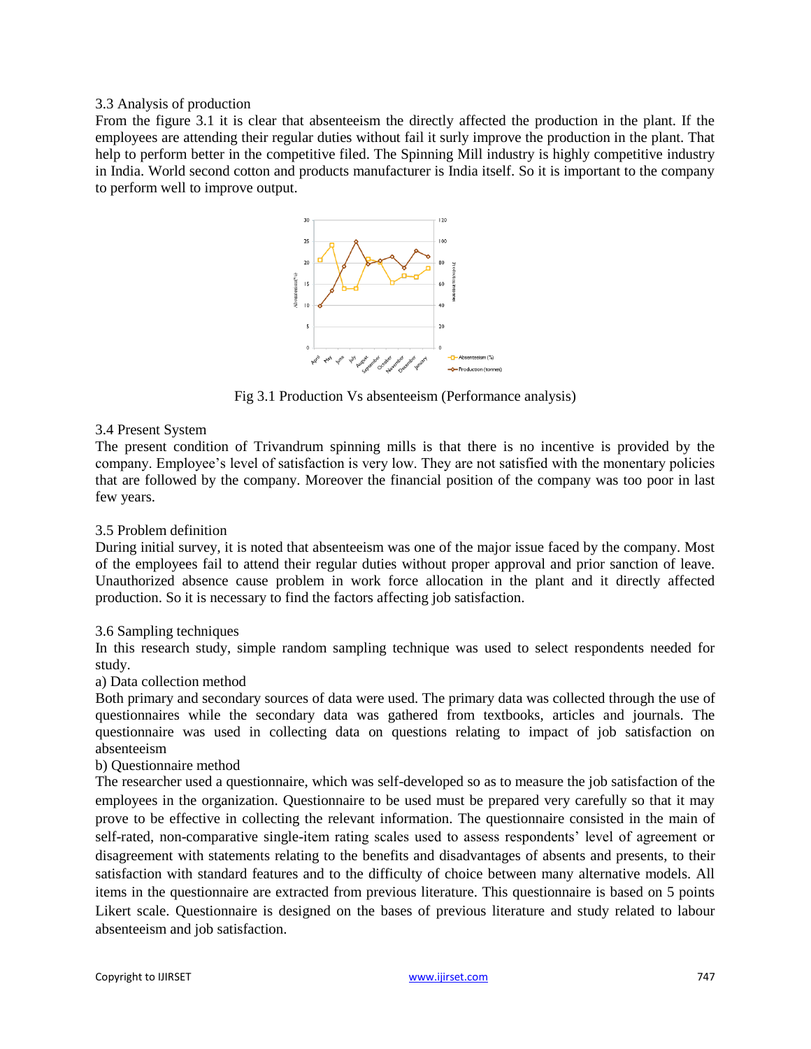3.3 Analysis of production

From the figure 3.1 it is clear that absenteeism the directly affected the production in the plant. If the employees are attending their regular duties without fail it surly improve the production in the plant. That help to perform better in the competitive filed. The Spinning Mill industry is highly competitive industry in India. World second cotton and products manufacturer is India itself. So it is important to the company to perform well to improve output.

Fig 3.1 Production Vs absenteeism (Performance analysis)

3.4 Present System

The present condition of Trivandrum spinning mills is that there is no incentive is provided by the company. Employee's level of satisfaction is very low. They are not satisfied with the monentary policies that are followed by the company. Moreover the financial position of the company was too poor in last few years.

3.5 Problem definition

During initial survey, it is noted that absenteeism was one of the major issue faced by the company. Most of the employees fail to attend their regular duties without proper approval and prior sanction of leave. Unauthorized absence cause problem in work force allocation in the plant and it directly affected production. So it is necessary to find the factors affecting job satisfaction.

3.6 Sampling techniques

In this research study, simple random sampling technique was used to select respondents needed for study.

a) Data collection method

Both primary and secondary sources of data were used. The primary data was collected through the use of questionnaires while the secondary data was gathered from textbooks, articles and journals. The questionnaire was used in collecting data on questions relating to impact of job satisfaction on absenteeism

b) Questionnaire method

The researcher used a questionnaire, which was self-developed so as to measure the job satisfaction of the employees in the organization. Questionnaire to be used must be prepared very carefully so that it may prove to be effective in collecting the relevant information. The questionnaire consisted in the main of self-rated, non-comparative single-item rating scales used to assess respondents' level of agreement or disagreement with statements relating to the benefits and disadvantages of absents and presents, to their satisfaction with standard features and to the difficulty of choice between many alternative models. All items in the questionnaire are extracted from previous literature. This questionnaire is based on 5 points Likert scale. Questionnaire is designed on the bases of previous literature and study related to labour absenteeism and job satisfaction.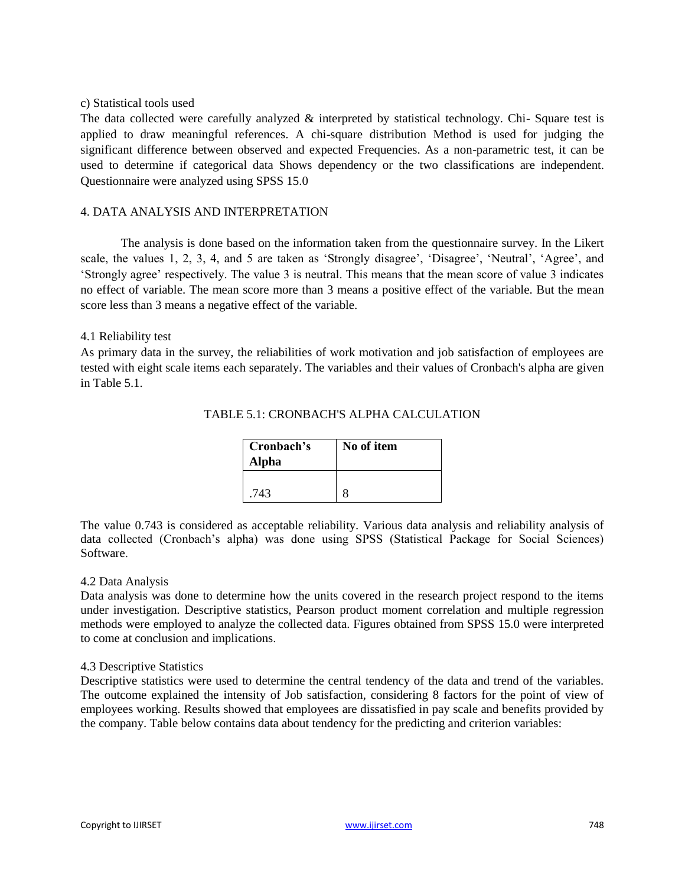c) Statistical tools used

The data collected were carefully analyzed & interpreted by statistical technology. Chi- Square test is applied to draw meaningful references. A chi-square distribution Method is used for judging the significant difference between observed and expected Frequencies. As a non-parametric test, it can be used to determine if categorical data Shows dependency or the two classifications are independent. Questionnaire were analyzed using SPSS 15.0

## 4. DATA ANALYSIS AND INTERPRETATION

The analysis is done based on the information taken from the questionnaire survey. In the Likert scale, the values 1, 2, 3, 4, and 5 are taken as 'Strongly disagree', 'Disagree', 'Neutral', 'Agree', and 'Strongly agree' respectively. The value 3 is neutral. This means that the mean score of value 3 indicates no effect of variable. The mean score more than 3 means a positive effect of the variable. But the mean score less than 3 means a negative effect of the variable.

### 4.1 Reliability test

As primary data in the survey, the reliabilities of work motivation and job satisfaction of employees are tested with eight scale items each separately. The variables and their values of Cronbach's alpha are given in Table 5.1.

TABLE 5.1: CRONBACH'S ALPHA CALCULATION

| **Cronbach's Alpha** | **No of item** |
|---|---|
| .743 | 8 |

The value 0.743 is considered as acceptable reliability. Various data analysis and reliability analysis of data collected (Cronbach's alpha) was done using SPSS (Statistical Package for Social Sciences) Software.

### 4.2 Data Analysis

Data analysis was done to determine how the units covered in the research project respond to the items under investigation. Descriptive statistics, Pearson product moment correlation and multiple regression methods were employed to analyze the collected data. Figures obtained from SPSS 15.0 were interpreted to come at conclusion and implications.

### 4.3 Descriptive Statistics

Descriptive statistics were used to determine the central tendency of the data and trend of the variables. The outcome explained the intensity of Job satisfaction, considering 8 factors for the point of view of employees working. Results showed that employees are dissatisfied in pay scale and benefits provided by the company. Table below contains data about tendency for the predicting and criterion variables: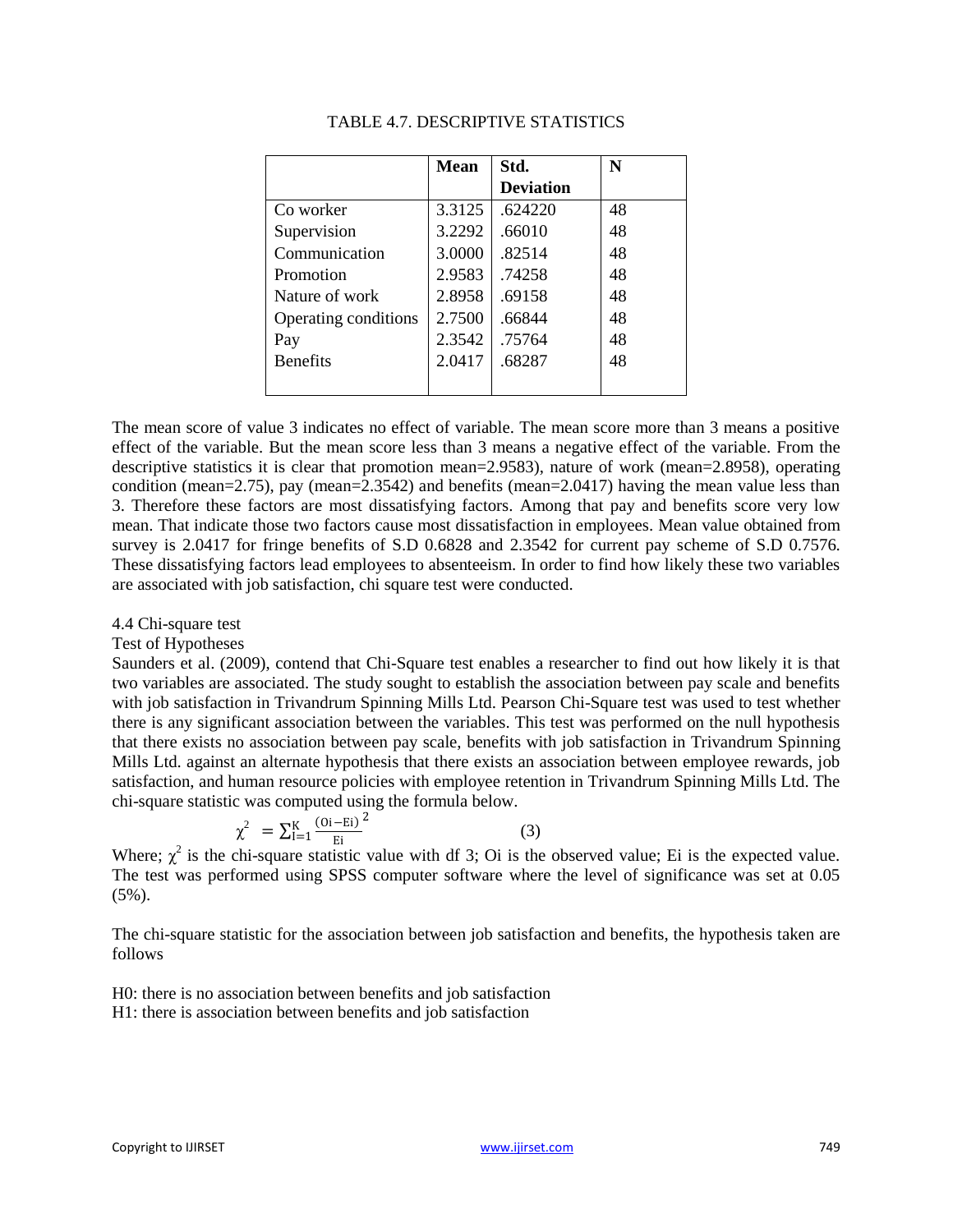TABLE 4.7. DESCRIPTIVE STATISTICS

| | Mean | Std. Deviation | N |
|---|---|---|---|
| Co worker | 3.3125 | .624220 | 48 |
| Supervision | 3.2292 | .66010 | 48 |
| Communication | 3.0000 | .82514 | 48 |
| Promotion | 2.9583 | .74258 | 48 |
| Nature of work | 2.8958 | .69158 | 48 |
| Operating conditions | 2.7500 | .66844 | 48 |
| Pay | 2.3542 | .75764 | 48 |
| Benefits | 2.0417 | .68287 | 48 |

The mean score of value 3 indicates no effect of variable. The mean score more than 3 means a positive effect of the variable. But the mean score less than 3 means a negative effect of the variable. From the descriptive statistics it is clear that promotion mean=2.9583), nature of work (mean=2.8958), operating condition (mean=2.75), pay (mean=2.3542) and benefits (mean=2.0417) having the mean value less than 3. Therefore these factors are most dissatisfying factors. Among that pay and benefits score very low mean. That indicate those two factors cause most dissatisfaction in employees. Mean value obtained from survey is 2.0417 for fringe benefits of S.D 0.6828 and 2.3542 for current pay scheme of S.D 0.7576. These dissatisfying factors lead employees to absenteeism. In order to find how likely these two variables are associated with job satisfaction, chi square test were conducted.

4.4 Chi-square test

Test of Hypotheses

Saunders et al. (2009), contend that Chi-Square test enables a researcher to find out how likely it is that two variables are associated. The study sought to establish the association between pay scale and benefits with job satisfaction in Trivandrum Spinning Mills Ltd. Pearson Chi-Square test was used to test whether there is any significant association between the variables. This test was performed on the null hypothesis that there exists no association between pay scale, benefits with job satisfaction in Trivandrum Spinning Mills Ltd. against an alternate hypothesis that there exists an association between employee rewards, job satisfaction, and human resource policies with employee retention in Trivandrum Spinning Mills Ltd. The chi-square statistic was computed using the formula below.

$$\chi^2 = \sum_{I=1}^{K} \frac{(Oi - Ei)^2}{Ei} \qquad (3)$$

Where; $\chi^2$ is the chi-square statistic value with df 3; Oi is the observed value; Ei is the expected value. The test was performed using SPSS computer software where the level of significance was set at 0.05 (5%).

The chi-square statistic for the association between job satisfaction and benefits, the hypothesis taken are follows

H0: there is no association between benefits and job satisfaction

H1: there is association between benefits and job satisfaction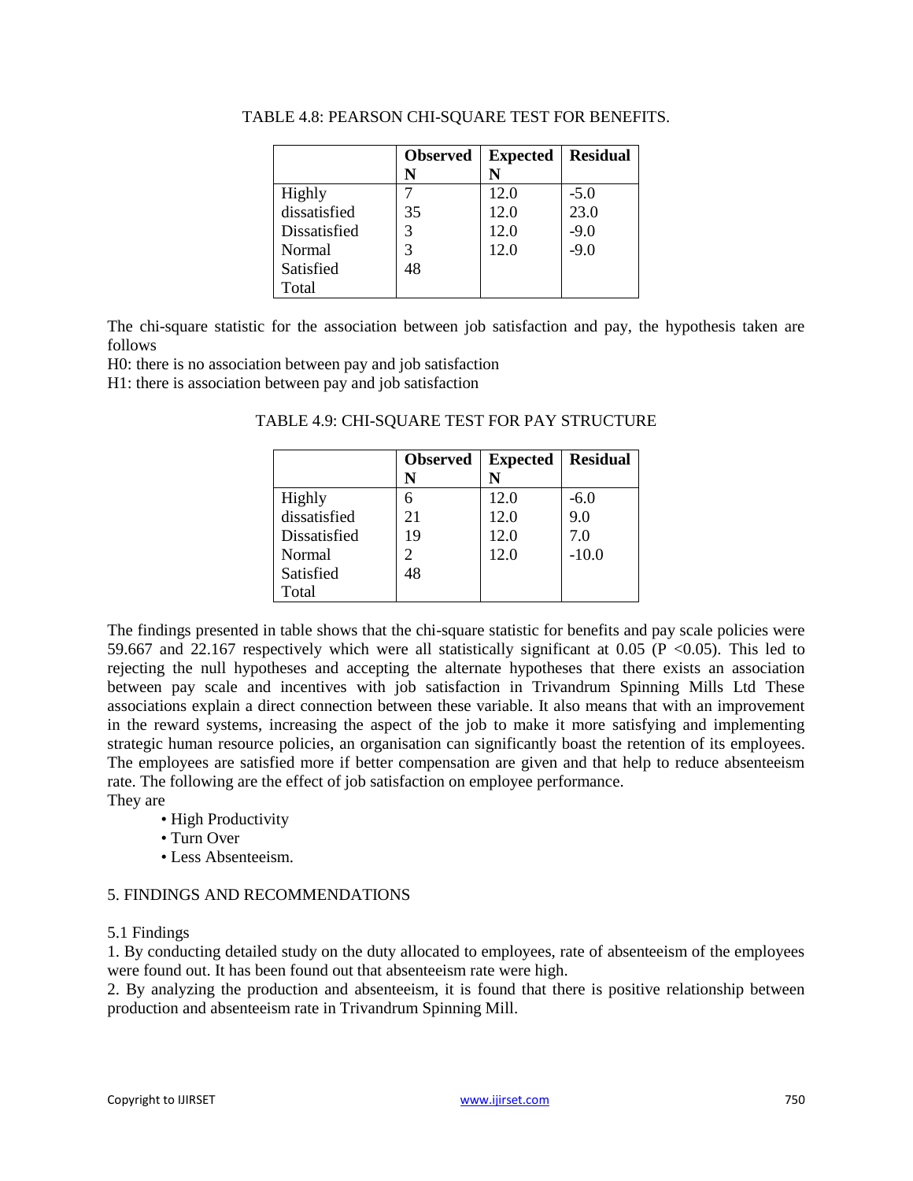TABLE 4.8: PEARSON CHI-SQUARE TEST FOR BENEFITS.

| | Observed N | Expected N | Residual |
|---|---|---|---|
| Highly dissatisfied | 7 | 12.0 | -5.0 |
| Dissatisfied | 35 | 12.0 | 23.0 |
| Normal | 3 | 12.0 | -9.0 |
| Satisfied | 3 | 12.0 | -9.0 |
| Total | 48 | | |

The chi-square statistic for the association between job satisfaction and pay, the hypothesis taken are follows

H0: there is no association between pay and job satisfaction

H1: there is association between pay and job satisfaction

TABLE 4.9: CHI-SQUARE TEST FOR PAY STRUCTURE

| | Observed N | Expected N | Residual |
|---|---|---|---|
| Highly dissatisfied | 6 | 12.0 | -6.0 |
| Dissatisfied | 21 | 12.0 | 9.0 |
| Normal | 19 | 12.0 | 7.0 |
| Satisfied | 2 | 12.0 | -10.0 |
| Total | 48 | | |

The findings presented in table shows that the chi-square statistic for benefits and pay scale policies were 59.667 and 22.167 respectively which were all statistically significant at 0.05 ($P < 0.05$). This led to rejecting the null hypotheses and accepting the alternate hypotheses that there exists an association between pay scale and incentives with job satisfaction in Trivandrum Spinning Mills Ltd These associations explain a direct connection between these variable. It also means that with an improvement in the reward systems, increasing the aspect of the job to make it more satisfying and implementing strategic human resource policies, an organisation can significantly boast the retention of its employees. The employees are satisfied more if better compensation are given and that help to reduce absenteeism rate. The following are the effect of job satisfaction on employee performance.

They are

- High Productivity
- Turn Over
- Less Absenteeism.

## 5. FINDINGS AND RECOMMENDATIONS

### 5.1 Findings

1. By conducting detailed study on the duty allocated to employees, rate of absenteeism of the employees were found out. It has been found out that absenteeism rate were high.
2. By analyzing the production and absenteeism, it is found that there is positive relationship between production and absenteeism rate in Trivandrum Spinning Mill.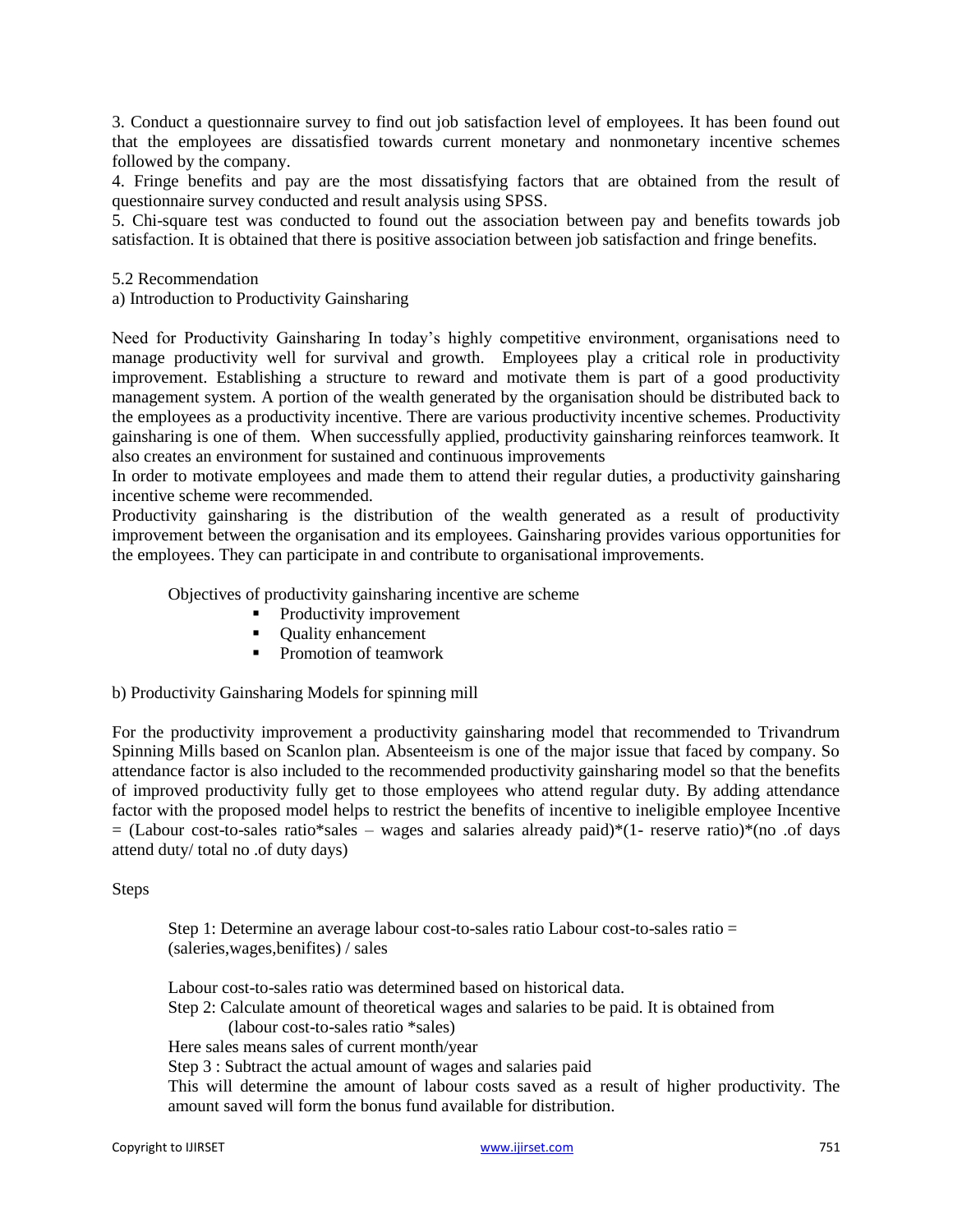3. Conduct a questionnaire survey to find out job satisfaction level of employees. It has been found out that the employees are dissatisfied towards current monetary and nonmonetary incentive schemes followed by the company.
4. Fringe benefits and pay are the most dissatisfying factors that are obtained from the result of questionnaire survey conducted and result analysis using SPSS.
5. Chi-square test was conducted to found out the association between pay and benefits towards job satisfaction. It is obtained that there is positive association between job satisfaction and fringe benefits.

5.2 Recommendation

a) Introduction to Productivity Gainsharing

Need for Productivity Gainsharing In today's highly competitive environment, organisations need to manage productivity well for survival and growth. Employees play a critical role in productivity improvement. Establishing a structure to reward and motivate them is part of a good productivity management system. A portion of the wealth generated by the organisation should be distributed back to the employees as a productivity incentive. There are various productivity incentive schemes. Productivity gainsharing is one of them. When successfully applied, productivity gainsharing reinforces teamwork. It also creates an environment for sustained and continuous improvements

In order to motivate employees and made them to attend their regular duties, a productivity gainsharing incentive scheme were recommended.

Productivity gainsharing is the distribution of the wealth generated as a result of productivity improvement between the organisation and its employees. Gainsharing provides various opportunities for the employees. They can participate in and contribute to organisational improvements.

Objectives of productivity gainsharing incentive are scheme

- Productivity improvement
- Quality enhancement
- Promotion of teamwork

b) Productivity Gainsharing Models for spinning mill

For the productivity improvement a productivity gainsharing model that recommended to Trivandrum Spinning Mills based on Scanlon plan. Absenteeism is one of the major issue that faced by company. So attendance factor is also included to the recommended productivity gainsharing model so that the benefits of improved productivity fully get to those employees who attend regular duty. By adding attendance factor with the proposed model helps to restrict the benefits of incentive to ineligible employee Incentive = (Labour cost-to-sales ratio*sales – wages and salaries already paid)*(1- reserve ratio)*(no .of days attend duty/ total no .of duty days)

Steps

Step 1: Determine an average labour cost-to-sales ratio Labour cost-to-sales ratio = (saleries,wages,benifites) / sales

Labour cost-to-sales ratio was determined based on historical data.

Step 2: Calculate amount of theoretical wages and salaries to be paid. It is obtained from (labour cost-to-sales ratio *sales)

Here sales means sales of current month/year

Step 3 : Subtract the actual amount of wages and salaries paid

This will determine the amount of labour costs saved as a result of higher productivity. The amount saved will form the bonus fund available for distribution.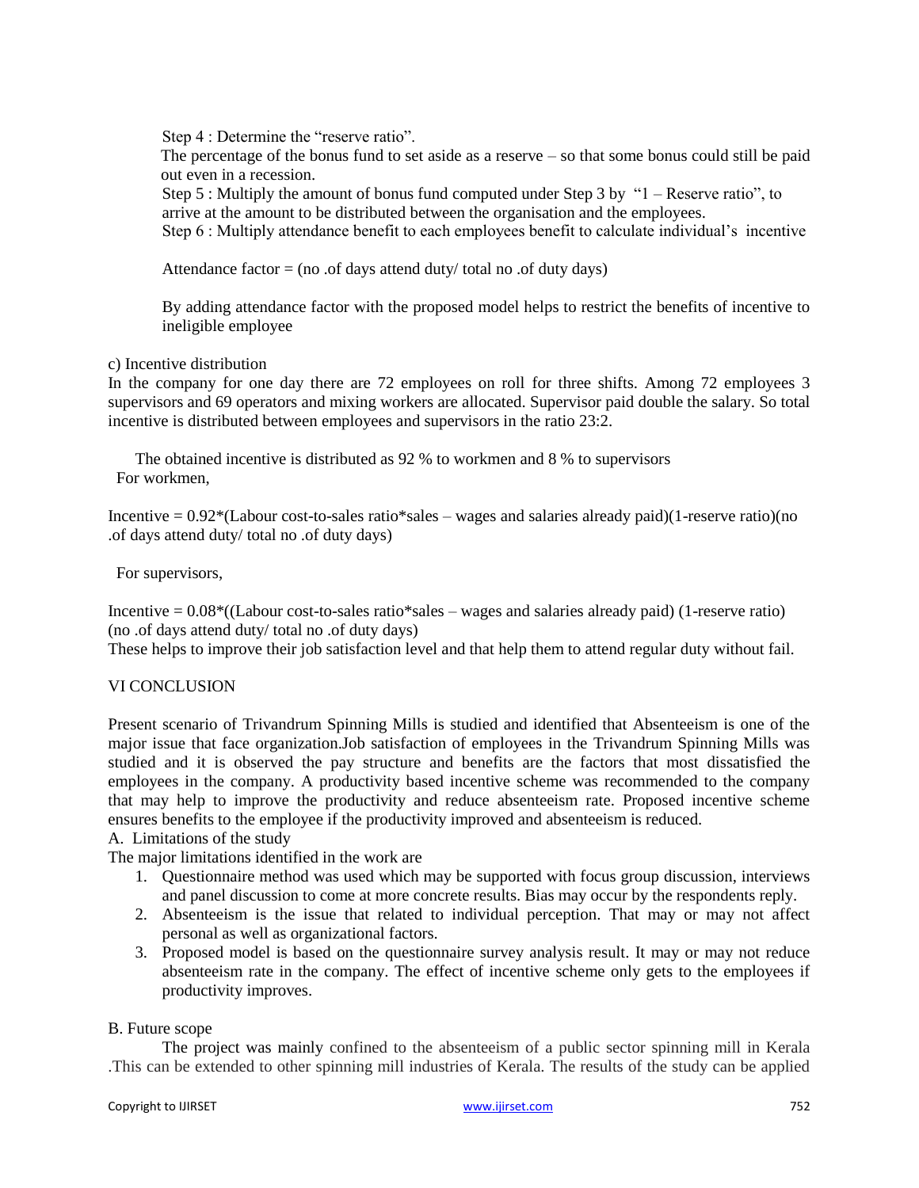Step 4 : Determine the "reserve ratio".

The percentage of the bonus fund to set aside as a reserve – so that some bonus could still be paid out even in a recession.

Step 5 : Multiply the amount of bonus fund computed under Step 3 by "1 – Reserve ratio", to arrive at the amount to be distributed between the organisation and the employees.

Step 6 : Multiply attendance benefit to each employees benefit to calculate individual's incentive

Attendance factor = (no .of days attend duty/ total no .of duty days)

By adding attendance factor with the proposed model helps to restrict the benefits of incentive to ineligible employee

c) Incentive distribution

In the company for one day there are 72 employees on roll for three shifts. Among 72 employees 3 supervisors and 69 operators and mixing workers are allocated. Supervisor paid double the salary. So total incentive is distributed between employees and supervisors in the ratio 23:2.

The obtained incentive is distributed as 92 % to workmen and 8 % to supervisors

For workmen,

Incentive = 0.92*(Labour cost-to-sales ratio*sales – wages and salaries already paid)(1-reserve ratio)(no .of days attend duty/ total no .of duty days)

For supervisors,

Incentive = 0.08*((Labour cost-to-sales ratio*sales – wages and salaries already paid) (1-reserve ratio) (no .of days attend duty/ total no .of duty days)

These helps to improve their job satisfaction level and that help them to attend regular duty without fail.

## VI CONCLUSION

Present scenario of Trivandrum Spinning Mills is studied and identified that Absenteeism is one of the major issue that face organization.Job satisfaction of employees in the Trivandrum Spinning Mills was studied and it is observed the pay structure and benefits are the factors that most dissatisfied the employees in the company. A productivity based incentive scheme was recommended to the company that may help to improve the productivity and reduce absenteeism rate. Proposed incentive scheme ensures benefits to the employee if the productivity improved and absenteeism is reduced.

### A. Limitations of the study

The major limitations identified in the work are

1. Questionnaire method was used which may be supported with focus group discussion, interviews and panel discussion to come at more concrete results. Bias may occur by the respondents reply.
2. Absenteeism is the issue that related to individual perception. That may or may not affect personal as well as organizational factors.
3. Proposed model is based on the questionnaire survey analysis result. It may or may not reduce absenteeism rate in the company. The effect of incentive scheme only gets to the employees if productivity improves.

### B. Future scope

The project was mainly confined to the absenteeism of a public sector spinning mill in Kerala .This can be extended to other spinning mill industries of Kerala. The results of the study can be applied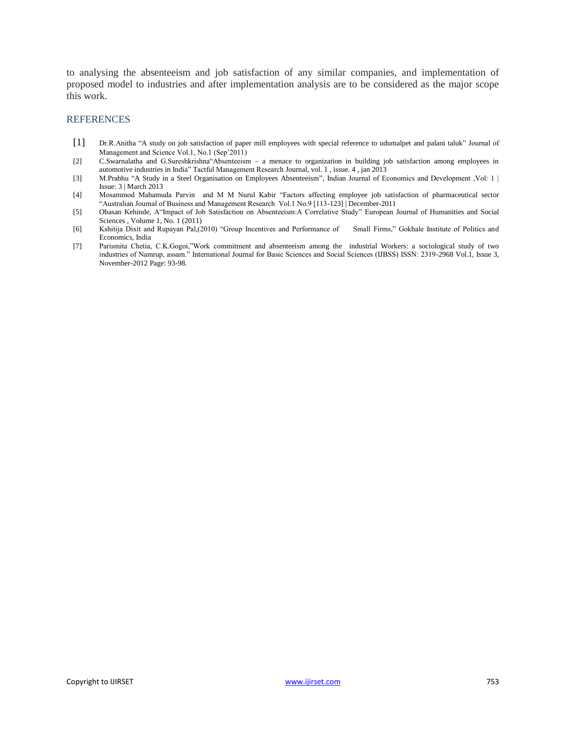to analysing the absenteeism and job satisfaction of any similar companies, and implementation of proposed model to industries and after implementation analysis are to be considered as the major scope this work.

## REFERENCES

[1] Dr.R.Anitha "A study on job satisfaction of paper mill employees with special reference to udumalpet and palani taluk" Journal of Management and Science Vol.1, No.1 (Sep'2011)

[2] C.Swarnalatha and G.Sureshkrishna"Absenteeism – a menace to organization in building job satisfaction among employees in automotive industries in India" Tactful Management Research Journal, vol. 1 , issue. 4 , jan 2013

[3] M.Prabhu "A Study in a Steel Organisation on Employees Absenteeism", Indian Journal of Economics and Development ,Vol: 1 | Issue: 3 | March 2013

[4] Mosammod Mahamuda Parvin and M M Nurul Kabir "Factors affecting employee job satisfaction of pharmaceutical sector "Australian Journal of Business and Management Research Vol.1 No.9 [113-123] | December-2011

[5] Obasan Kehinde, A"Impact of Job Satisfaction on Absenteeism:A Correlative Study" European Journal of Humanities and Social Sciences , Volume 1, No. 1 (2011)

[6] Kshitija Dixit and Rupayan Pal,(2010) "Group Incentives and Performance of Small Firms," Gokhale Institute of Politics and Economics, India

[7] Parismita Chetia, C.K.Gogoi,"Work commitment and absenteeism among the industrial Workers: a sociological study of two industries of Namrup, assam." International Journal for Basic Sciences and Social Sciences (IJBSS) ISSN: 2319-2968 Vol.1, Issue 3, November-2012 Page: 93-98.